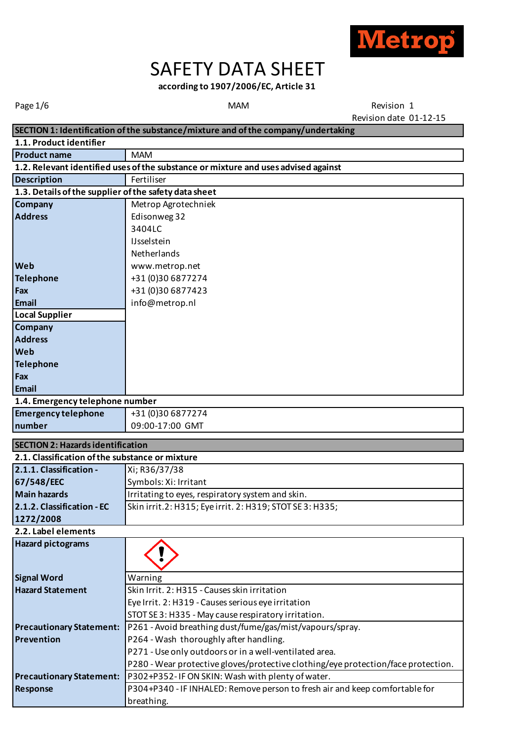Metrop

# SAFETY DATA SHEET

**according to 1907/2006/EC, Article 31**

MAM | Revision 1 | Revision date 01-12-15

## SECTION 1: Identification of the substance/mixture and of the company/undertaking

### 1.1. Product identifier

| | |
|---|---|
| **Product name** | MAM |

### 1.2. Relevant identified uses of the substance or mixture and uses advised against

| | |
|---|---|
| **Description** | Fertiliser |

### 1.3. Details of the supplier of the safety data sheet

| | |
|---|---|
| **Company** | Metrop Agrotechniek |
| **Address** | Edisonweg 32<br>3404LC<br>IJsselstein<br>Netherlands |
| **Web** | www.metrop.net |
| **Telephone** | +31 (0)30 6877274 |
| **Fax** | +31 (0)30 6877423 |
| **Email** | info@metrop.nl |
| **Local Supplier** | |
| **Company** | |
| **Address** | |
| **Web** | |
| **Telephone** | |
| **Fax** | |
| **Email** | |

### 1.4. Emergency telephone number

| | |
|---|---|
| **Emergency telephone number** | +31 (0)30 6877274<br>09:00-17:00 GMT |

## SECTION 2: Hazards identification

### 2.1. Classification of the substance or mixture

| | |
|---|---|
| **2.1.1. Classification - 67/548/EEC** | Xi; R36/37/38<br>Symbols: Xi: Irritant |
| **Main hazards** | Irritating to eyes, respiratory system and skin. |
| **2.1.2. Classification - EC 1272/2008** | Skin irrit.2: H315; Eye irrit. 2: H319; STOT SE 3: H335; |

### 2.2. Label elements

| | |
|---|---|
| **Hazard pictograms** | |
| **Signal Word** | Warning |
| **Hazard Statement** | Skin Irrit. 2: H315 - Causes skin irritation<br>Eye Irrit. 2: H319 - Causes serious eye irritation<br>STOT SE 3: H335 - May cause respiratory irritation. |
| **Precautionary Statement: Prevention** | P261 - Avoid breathing dust/fume/gas/mist/vapours/spray.<br>P264 - Wash thoroughly after handling.<br>P271 - Use only outdoors or in a well-ventilated area.<br>P280 - Wear protective gloves/protective clothing/eye protection/face protection. |
| **Precautionary Statement: Response** | P302+P352 - IF ON SKIN: Wash with plenty of water.<br>P304+P340 - IF INHALED: Remove person to fresh air and keep comfortable for breathing. |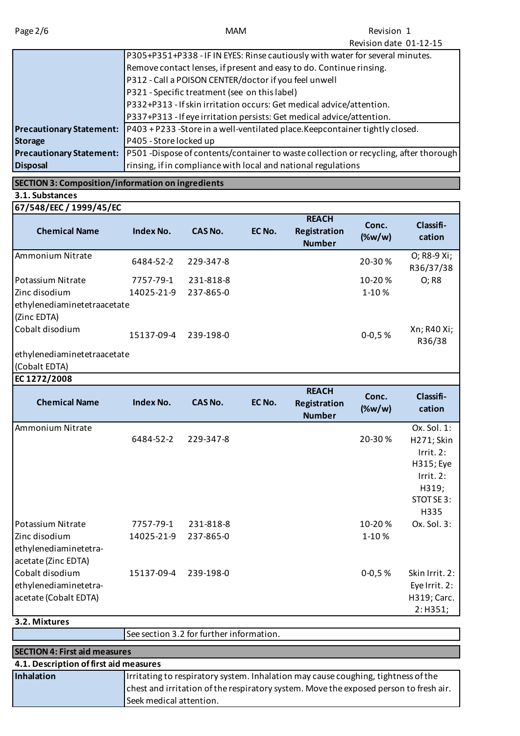| | |
|---|---|
| | P305+P351+P338 - IF IN EYES: Rinse cautiously with water for several minutes. Remove contact lenses, if present and easy to do. Continue rinsing. |
| | P312 - Call a POISON CENTER/doctor if you feel unwell |
| | P321 - Specific treatment (see on this label) |
| | P332+P313 - If skin irritation occurs: Get medical advice/attention. |
| | P337+P313 - If eye irritation persists: Get medical advice/attention. |
| **Precautionary Statement: Storage** | P403 + P233 -Store in a well-ventilated place.Keepcontainer tightly closed. P405 - Store locked up |
| **Precautionary Statement: Disposal** | P501 -Dispose of contents/container to waste collection or recycling, after thorough rinsing, if in compliance with local and national regulations |

## SECTION 3: Composition/information on ingredients

### 3.1. Substances

**67/548/EEC / 1999/45/EC**

| Chemical Name | Index No. | CAS No. | EC No. | REACH Registration Number | Conc. (%w/w) | Classification |
|---|---|---|---|---|---|---|
| Ammonium Nitrate | 6484-52-2 | 229-347-8 | | | 20-30 % | O; R8-9 Xi; R36/37/38 |
| Potassium Nitrate | 7757-79-1 | 231-818-8 | | | 10-20 % | O; R8 |
| Zinc disodium ethylenediaminetetraacetate (Zinc EDTA) | 14025-21-9 | 237-865-0 | | | 1-10 % | |
| Cobalt disodium ethylenediaminetetraacetate (Cobalt EDTA) | 15137-09-4 | 239-198-0 | | | 0-0,5 % | Xn; R40 Xi; R36/38 |

**EC 1272/2008**

| Chemical Name | Index No. | CAS No. | EC No. | REACH Registration Number | Conc. (%w/w) | Classification |
|---|---|---|---|---|---|---|
| Ammonium Nitrate | 6484-52-2 | 229-347-8 | | | 20-30 % | Ox. Sol. 1: H271; Skin Irrit. 2: H315; Eye Irrit. 2: H319; STOT SE 3: H335 |
| Potassium Nitrate | 7757-79-1 | 231-818-8 | | | 10-20 % | Ox. Sol. 3: |
| Zinc disodium ethylenediaminetetra-acetate (Zinc EDTA) | 14025-21-9 | 237-865-0 | | | 1-10 % | |
| Cobalt disodium ethylenediaminetetra-acetate (Cobalt EDTA) | 15137-09-4 | 239-198-0 | | | 0-0,5 % | Skin Irrit. 2: Eye Irrit. 2: H319; Carc. 2: H351; |

### 3.2. Mixtures

| | |
|---|---|
| | See section 3.2 for further information. |

## SECTION 4: First aid measures

### 4.1. Description of first aid measures

| | |
|---|---|
| **Inhalation** | Irritating to respiratory system. Inhalation may cause coughing, tightness of the chest and irritation of the respiratory system. Move the exposed person to fresh air. Seek medical attention. |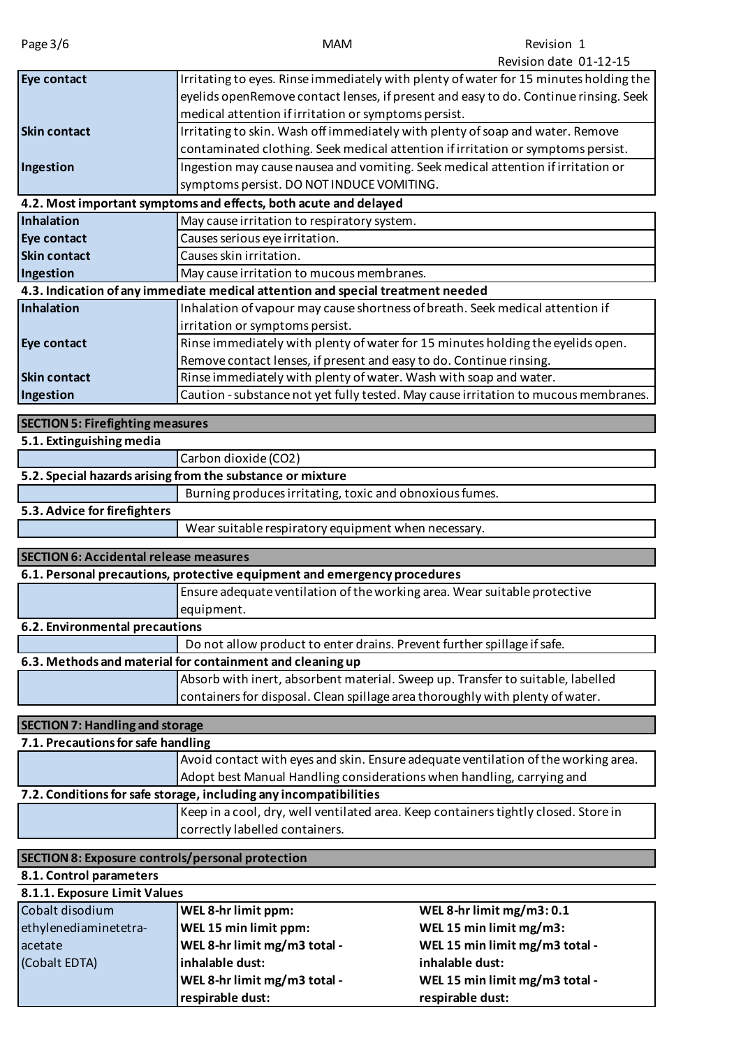| | |
|---|---|
| **Eye contact** | Irritating to eyes. Rinse immediately with plenty of water for 15 minutes holding the eyelids openRemove contact lenses, if present and easy to do. Continue rinsing. Seek medical attention if irritation or symptoms persist. |
| **Skin contact** | Irritating to skin. Wash off immediately with plenty of soap and water. Remove contaminated clothing. Seek medical attention if irritation or symptoms persist. |
| **Ingestion** | Ingestion may cause nausea and vomiting. Seek medical attention if irritation or symptoms persist. DO NOT INDUCE VOMITING. |

**4.2. Most important symptoms and effects, both acute and delayed**

| | |
|---|---|
| **Inhalation** | May cause irritation to respiratory system. |
| **Eye contact** | Causes serious eye irritation. |
| **Skin contact** | Causes skin irritation. |
| **Ingestion** | May cause irritation to mucous membranes. |

**4.3. Indication of any immediate medical attention and special treatment needed**

| | |
|---|---|
| **Inhalation** | Inhalation of vapour may cause shortness of breath. Seek medical attention if irritation or symptoms persist. |
| **Eye contact** | Rinse immediately with plenty of water for 15 minutes holding the eyelids open. Remove contact lenses, if present and easy to do. Continue rinsing. |
| **Skin contact** | Rinse immediately with plenty of water. Wash with soap and water. |
| **Ingestion** | Caution - substance not yet fully tested. May cause irritation to mucous membranes. |

## SECTION 5: Firefighting measures

**5.1. Extinguishing media**

Carbon dioxide ($CO_2$)

**5.2. Special hazards arising from the substance or mixture**

Burning produces irritating, toxic and obnoxious fumes.

**5.3. Advice for firefighters**

Wear suitable respiratory equipment when necessary.

## SECTION 6: Accidental release measures

**6.1. Personal precautions, protective equipment and emergency procedures**

Ensure adequate ventilation of the working area. Wear suitable protective equipment.

**6.2. Environmental precautions**

Do not allow product to enter drains. Prevent further spillage if safe.

**6.3. Methods and material for containment and cleaning up**

Absorb with inert, absorbent material. Sweep up. Transfer to suitable, labelled containers for disposal. Clean spillage area thoroughly with plenty of water.

## SECTION 7: Handling and storage

**7.1. Precautions for safe handling**

Avoid contact with eyes and skin. Ensure adequate ventilation of the working area. Adopt best Manual Handling considerations when handling, carrying and

**7.2. Conditions for safe storage, including any incompatibilities**

Keep in a cool, dry, well ventilated area. Keep containers tightly closed. Store in correctly labelled containers.

## SECTION 8: Exposure controls/personal protection

**8.1. Control parameters**

**8.1.1. Exposure Limit Values**

| | | |
|---|---|---|
| Cobalt disodium ethylenediaminetetra-acetate (Cobalt EDTA) | **WEL 8-hr limit ppm:** | **WEL 8-hr limit mg/m3: 0.1** |
| | **WEL 15 min limit ppm:** | **WEL 15 min limit mg/m3:** |
| | **WEL 8-hr limit mg/m3 total - inhalable dust:** | **WEL 15 min limit mg/m3 total - inhalable dust:** |
| | **WEL 8-hr limit mg/m3 total - respirable dust:** | **WEL 15 min limit mg/m3 total - respirable dust:** |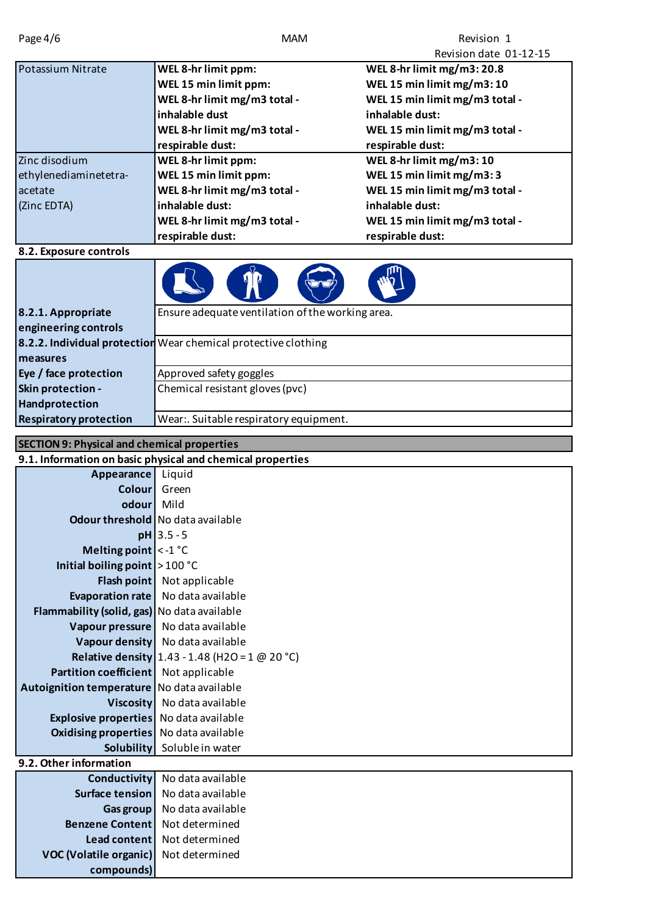| | | |
|---|---|---|
| Potassium Nitrate | **WEL 8-hr limit ppm:**<br>**WEL 15 min limit ppm:**<br>**WEL 8-hr limit mg/m3 total - inhalable dust**<br>**WEL 8-hr limit mg/m3 total - respirable dust:** | **WEL 8-hr limit mg/m3: 20.8**<br>**WEL 15 min limit mg/m3: 10**<br>**WEL 15 min limit mg/m3 total - inhalable dust:**<br>**WEL 15 min limit mg/m3 total - respirable dust:** |
| Zinc disodium ethylenediaminetetra-acetate (Zinc EDTA) | **WEL 8-hr limit ppm:**<br>**WEL 15 min limit ppm:**<br>**WEL 8-hr limit mg/m3 total - inhalable dust:**<br>**WEL 8-hr limit mg/m3 total - respirable dust:** | **WEL 8-hr limit mg/m3: 10**<br>**WEL 15 min limit mg/m3: 3**<br>**WEL 15 min limit mg/m3 total - inhalable dust:**<br>**WEL 15 min limit mg/m3 total - respirable dust:** |

**8.2. Exposure controls**

| | |
|---|---|
| **8.2.1. Appropriate engineering controls** | Ensure adequate ventilation of the working area. |
| **8.2.2. Individual protection measures** | Wear chemical protective clothing |
| **Eye / face protection** | Approved safety goggles |
| **Skin protection - Handprotection** | Chemical resistant gloves (pvc) |
| **Respiratory protection** | Wear:. Suitable respiratory equipment. |

## SECTION 9: Physical and chemical properties

**9.1. Information on basic physical and chemical properties**

| | |
|---|---|
| **Appearance** | Liquid |
| **Colour** | Green |
| **odour** | Mild |
| **Odour threshold** | No data available |
| **pH** | 3.5 - 5 |
| **Melting point** | < -1 °C |
| **Initial boiling point** | > 100 °C |
| **Flash point** | Not applicable |
| **Evaporation rate** | No data available |
| **Flammability (solid, gas)** | No data available |
| **Vapour pressure** | No data available |
| **Vapour density** | No data available |
| **Relative density** | 1.43 - 1.48 ($H_2O$ = 1 @ 20 °C) |
| **Partition coefficient** | Not applicable |
| **Autoignition temperature** | No data available |
| **Viscosity** | No data available |
| **Explosive properties** | No data available |
| **Oxidising properties** | No data available |
| **Solubility** | Soluble in water |

**9.2. Other information**

| | |
|---|---|
| **Conductivity** | No data available |
| **Surface tension** | No data available |
| **Gas group** | No data available |
| **Benzene Content** | Not determined |
| **Lead content** | Not determined |
| **VOC (Volatile organic) compounds)** | Not determined |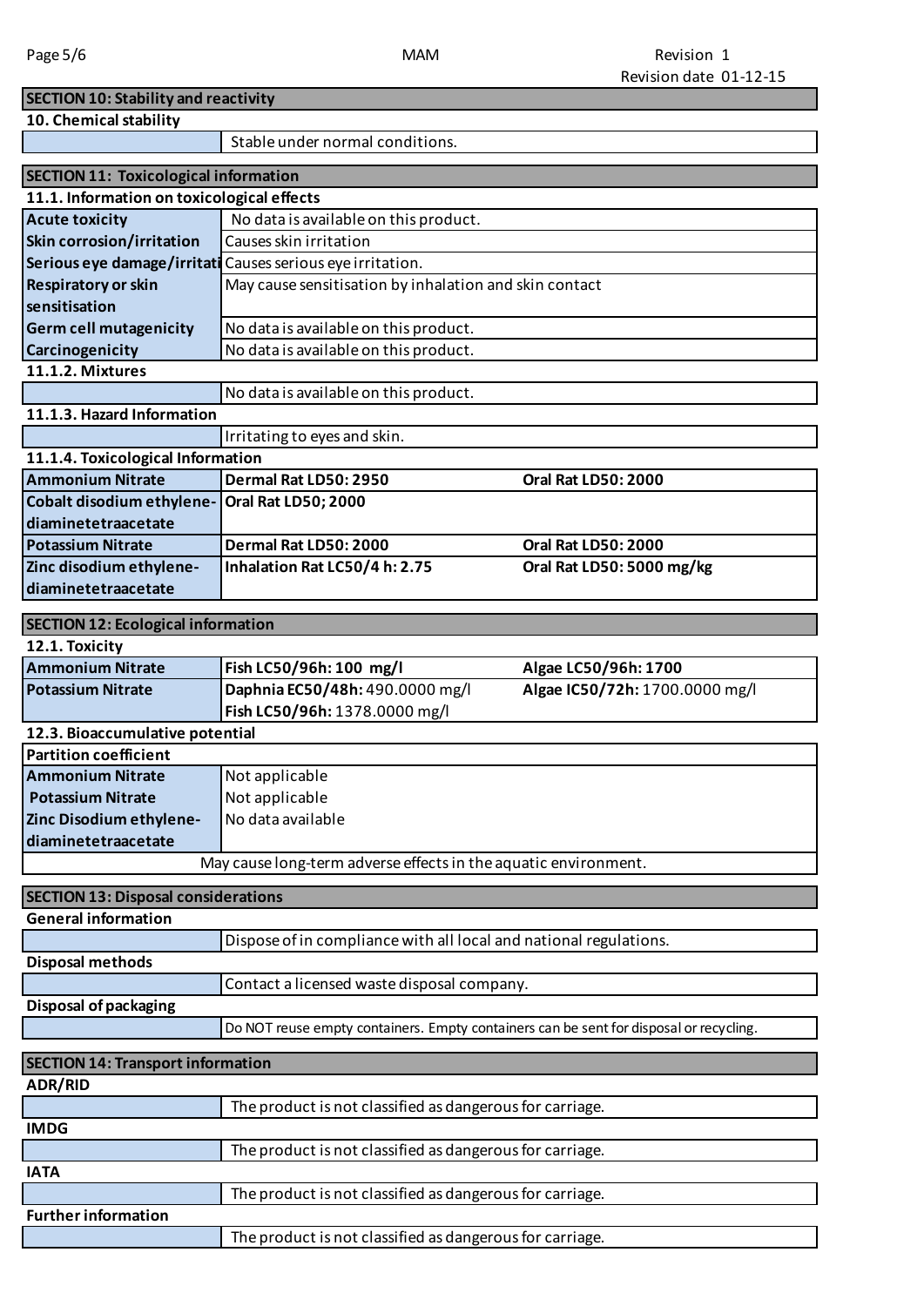## SECTION 10: Stability and reactivity

### 10. Chemical stability

| | |
|---|---|
| | Stable under normal conditions. |

## SECTION 11: Toxicological information

### 11.1. Information on toxicological effects

| | |
|---|---|
| **Acute toxicity** | No data is available on this product. |
| **Skin corrosion/irritation** | Causes skin irritation |
| **Serious eye damage/irritati** | Causes serious eye irritation. |
| **Respiratory or skin sensitisation** | May cause sensitisation by inhalation and skin contact |
| **Germ cell mutagenicity** | No data is available on this product. |
| **Carcinogenicity** | No data is available on this product. |

### 11.1.2. Mixtures

| | |
|---|---|
| | No data is available on this product. |

### 11.1.3. Hazard Information

| | |
|---|---|
| | Irritating to eyes and skin. |

### 11.1.4. Toxicological Information

| | | |
|---|---|---|
| **Ammonium Nitrate** | **Dermal Rat LD50: 2950** | **Oral Rat LD50: 2000** |
| **Cobalt disodium ethylene-diaminetetraacetate** | **Oral Rat LD50; 2000** | |
| **Potassium Nitrate** | **Dermal Rat LD50: 2000** | **Oral Rat LD50: 2000** |
| **Zinc disodium ethylene-diaminetetraacetate** | **Inhalation Rat LC50/4 h: 2.75** | **Oral Rat LD50: 5000 mg/kg** |

## SECTION 12: Ecological information

### 12.1. Toxicity

| | | |
|---|---|---|
| **Ammonium Nitrate** | **Fish LC50/96h: 100 mg/l** | **Algae LC50/96h: 1700** |
| **Potassium Nitrate** | **Daphnia EC50/48h:** 490.0000 mg/l<br>**Fish LC50/96h:** 1378.0000 mg/l | **Algae IC50/72h:** 1700.0000 mg/l |

### 12.3. Bioaccumulative potential

| **Partition coefficient** | |
|---|---|
| **Ammonium Nitrate** | Not applicable |
| **Potassium Nitrate** | Not applicable |
| **Zinc Disodium ethylene-diaminetetraacetate** | No data available |

May cause long-term adverse effects in the aquatic environment.

## SECTION 13: Disposal considerations

### General information

| | |
|---|---|
| | Dispose of in compliance with all local and national regulations. |

### Disposal methods

| | |
|---|---|
| | Contact a licensed waste disposal company. |

### Disposal of packaging

| | |
|---|---|
| | Do NOT reuse empty containers. Empty containers can be sent for disposal or recycling. |

## SECTION 14: Transport information

### ADR/RID

| | |
|---|---|
| | The product is not classified as dangerous for carriage. |

### IMDG

| | |
|---|---|
| | The product is not classified as dangerous for carriage. |

### IATA

| | |
|---|---|
| | The product is not classified as dangerous for carriage. |

### Further information

| | |
|---|---|
| | The product is not classified as dangerous for carriage. |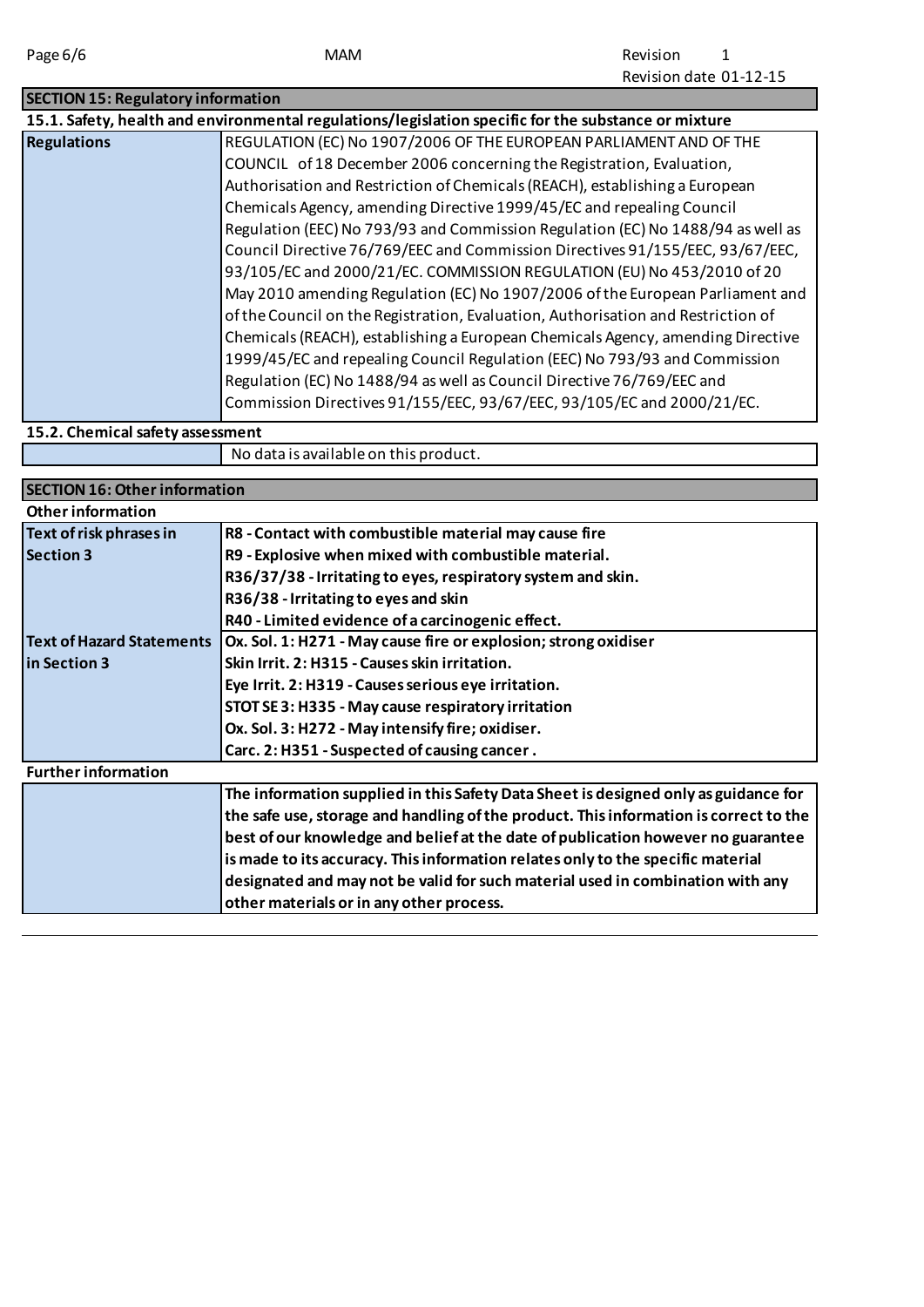## SECTION 15: Regulatory information

### 15.1. Safety, health and environmental regulations/legislation specific for the substance or mixture

| | |
|---|---|
| **Regulations** | REGULATION (EC) No 1907/2006 OF THE EUROPEAN PARLIAMENT AND OF THE COUNCIL of 18 December 2006 concerning the Registration, Evaluation, Authorisation and Restriction of Chemicals (REACH), establishing a European Chemicals Agency, amending Directive 1999/45/EC and repealing Council Regulation (EEC) No 793/93 and Commission Regulation (EC) No 1488/94 as well as Council Directive 76/769/EEC and Commission Directives 91/155/EEC, 93/67/EEC, 93/105/EC and 2000/21/EC. COMMISSION REGULATION (EU) No 453/2010 of 20 May 2010 amending Regulation (EC) No 1907/2006 of the European Parliament and of the Council on the Registration, Evaluation, Authorisation and Restriction of Chemicals (REACH), establishing a European Chemicals Agency, amending Directive 1999/45/EC and repealing Council Regulation (EEC) No 793/93 and Commission Regulation (EC) No 1488/94 as well as Council Directive 76/769/EEC and Commission Directives 91/155/EEC, 93/67/EEC, 93/105/EC and 2000/21/EC. |

### 15.2. Chemical safety assessment

| | |
|---|---|
| | No data is available on this product. |

## SECTION 16: Other information

### Other information

| | |
|---|---|
| **Text of risk phrases in Section 3** | **R8 - Contact with combustible material may cause fire**<br>**R9 - Explosive when mixed with combustible material.**<br>**R36/37/38 - Irritating to eyes, respiratory system and skin.**<br>**R36/38 - Irritating to eyes and skin**<br>**R40 - Limited evidence of a carcinogenic effect.** |
| **Text of Hazard Statements in Section 3** | **Ox. Sol. 1: H271 - May cause fire or explosion; strong oxidiser**<br>**Skin Irrit. 2: H315 - Causes skin irritation.**<br>**Eye Irrit. 2: H319 - Causes serious eye irritation.**<br>**STOT SE 3: H335 - May cause respiratory irritation**<br>**Ox. Sol. 3: H272 - May intensify fire; oxidiser.**<br>**Carc. 2: H351 - Suspected of causing cancer .** |

### Further information

| | |
|---|---|
| | **The information supplied in this Safety Data Sheet is designed only as guidance for the safe use, storage and handling of the product. This information is correct to the best of our knowledge and belief at the date of publication however no guarantee is made to its accuracy. This information relates only to the specific material designated and may not be valid for such material used in combination with any other materials or in any other process.** |